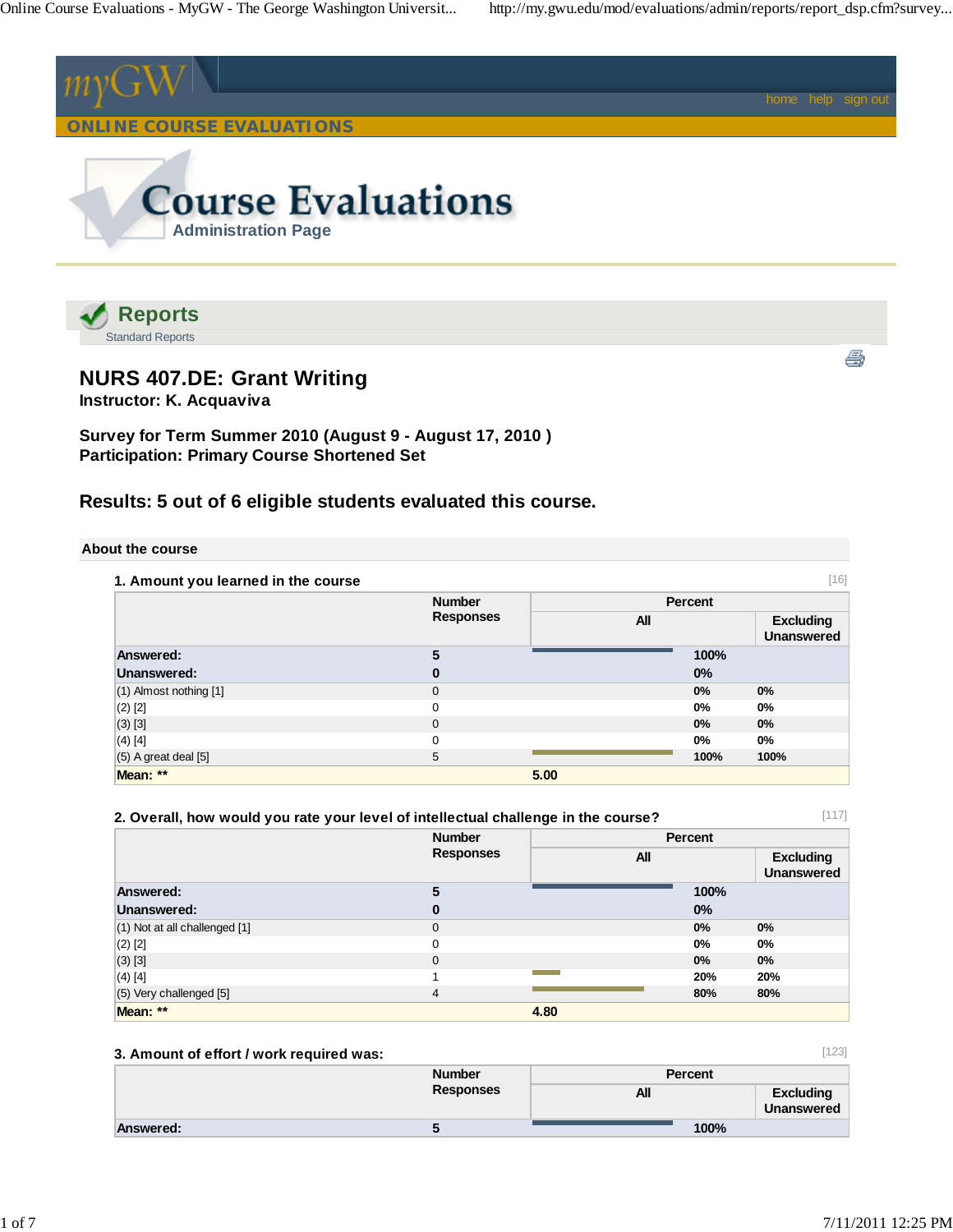ONLINE COURSE EVALUATIONS

home help sign out

# Course Evaluations

Administration Page

## Reports

Standard Reports

# NURS 407.DE: Grant Writing

**Instructor: K. Acquaviva**

**Survey for Term Summer 2010 (August 9 - August 17, 2010 )**
**Participation: Primary Course Shortened Set**

## Results: 5 out of 6 eligible students evaluated this course.

### About the course

**1. Amount you learned in the course** [16]

| | Number Responses | Percent All | Percent Excluding Unanswered |
|---|---|---|---|
| **Answered:** | **5** | **100%** | |
| **Unanswered:** | **0** | **0%** | |
| (1) Almost nothing [1] | 0 | 0% | 0% |
| (2) [2] | 0 | 0% | 0% |
| (3) [3] | 0 | 0% | 0% |
| (4) [4] | 0 | 0% | 0% |
| (5) A great deal [5] | 5 | 100% | 100% |
| **Mean: \*\*** | | **5.00** | |

**2. Overall, how would you rate your level of intellectual challenge in the course?** [117]

| | Number Responses | Percent All | Percent Excluding Unanswered |
|---|---|---|---|
| **Answered:** | **5** | **100%** | |
| **Unanswered:** | **0** | **0%** | |
| (1) Not at all challenged [1] | 0 | 0% | 0% |
| (2) [2] | 0 | 0% | 0% |
| (3) [3] | 0 | 0% | 0% |
| (4) [4] | 1 | 20% | 20% |
| (5) Very challenged [5] | 4 | 80% | 80% |
| **Mean: \*\*** | | **4.80** | |

**3. Amount of effort / work required was:** [123]

| | Number Responses | Percent All | Percent Excluding Unanswered |
|---|---|---|---|
| **Answered:** | **5** | **100%** | |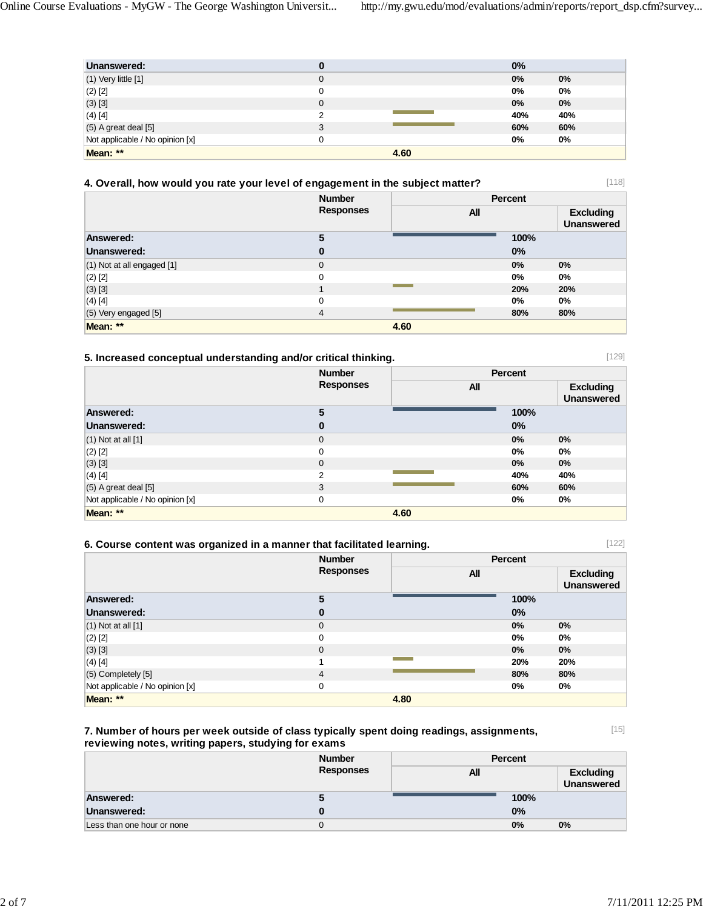| | | | |
|---|---|---|---|
| **Unanswered:** | **0** | **0%** | |
| (1) Very little [1] | 0 | **0%** | **0%** |
| (2) [2] | 0 | **0%** | **0%** |
| (3) [3] | 0 | **0%** | **0%** |
| (4) [4] | 2 | **40%** | **40%** |
| (5) A great deal [5] | 3 | **60%** | **60%** |
| Not applicable / No opinion [x] | 0 | **0%** | **0%** |
| **Mean: \*\*** | | **4.60** | |

### 4. Overall, how would you rate your level of engagement in the subject matter?

[118]

| | Number Responses | Percent | |
|---|---|---|---|
| | | All | Excluding Unanswered |
| **Answered:** | **5** | **100%** | |
| **Unanswered:** | **0** | **0%** | |
| (1) Not at all engaged [1] | 0 | **0%** | **0%** |
| (2) [2] | 0 | **0%** | **0%** |
| (3) [3] | 1 | **20%** | **20%** |
| (4) [4] | 0 | **0%** | **0%** |
| (5) Very engaged [5] | 4 | **80%** | **80%** |
| **Mean: \*\*** | | **4.60** | |

### 5. Increased conceptual understanding and/or critical thinking.

[129]

| | Number Responses | Percent | |
|---|---|---|---|
| | | All | Excluding Unanswered |
| **Answered:** | **5** | **100%** | |
| **Unanswered:** | **0** | **0%** | |
| (1) Not at all [1] | 0 | **0%** | **0%** |
| (2) [2] | 0 | **0%** | **0%** |
| (3) [3] | 0 | **0%** | **0%** |
| (4) [4] | 2 | **40%** | **40%** |
| (5) A great deal [5] | 3 | **60%** | **60%** |
| Not applicable / No opinion [x] | 0 | **0%** | **0%** |
| **Mean: \*\*** | | **4.60** | |

### 6. Course content was organized in a manner that facilitated learning.

[122]

| | Number Responses | Percent | |
|---|---|---|---|
| | | All | Excluding Unanswered |
| **Answered:** | **5** | **100%** | |
| **Unanswered:** | **0** | **0%** | |
| (1) Not at all [1] | 0 | **0%** | **0%** |
| (2) [2] | 0 | **0%** | **0%** |
| (3) [3] | 0 | **0%** | **0%** |
| (4) [4] | 1 | **20%** | **20%** |
| (5) Completely [5] | 4 | **80%** | **80%** |
| Not applicable / No opinion [x] | 0 | **0%** | **0%** |
| **Mean: \*\*** | | **4.80** | |

### 7. Number of hours per week outside of class typically spent doing readings, assignments, reviewing notes, writing papers, studying for exams

[15]

| | Number Responses | Percent | |
|---|---|---|---|
| | | All | Excluding Unanswered |
| **Answered:** | **5** | **100%** | |
| **Unanswered:** | **0** | **0%** | |
| Less than one hour or none | 0 | **0%** | **0%** |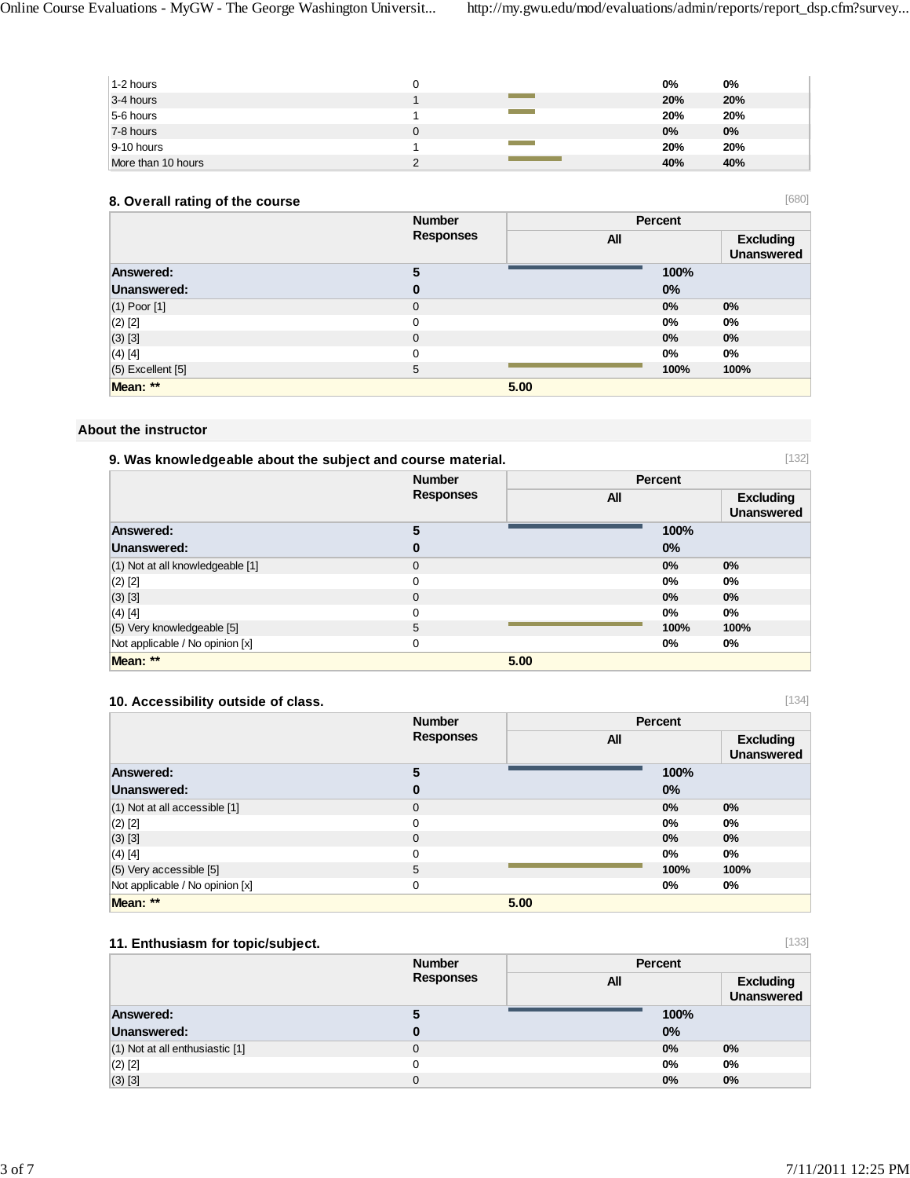| | | | | |
|---|---|---|---|---|
| 1-2 hours | 0 | | 0% | 0% |
| 3-4 hours | 1 | | 20% | 20% |
| 5-6 hours | 1 | | 20% | 20% |
| 7-8 hours | 0 | | 0% | 0% |
| 9-10 hours | 1 | | 20% | 20% |
| More than 10 hours | 2 | | 40% | 40% |

### 8. Overall rating of the course

[680]

| | Number Responses | Percent | | |
|---|---|---|---|---|
| | | All | | Excluding Unanswered |
| **Answered:** | **5** | | **100%** | |
| **Unanswered:** | **0** | | **0%** | |
| (1) Poor [1] | 0 | | 0% | 0% |
| (2) [2] | 0 | | 0% | 0% |
| (3) [3] | 0 | | 0% | 0% |
| (4) [4] | 0 | | 0% | 0% |
| (5) Excellent [5] | 5 | | 100% | 100% |
| **Mean: \*\*** | | **5.00** | | |

## About the instructor

### 9. Was knowledgeable about the subject and course material.

[132]

| | Number Responses | Percent | | |
|---|---|---|---|---|
| | | All | | Excluding Unanswered |
| **Answered:** | **5** | | **100%** | |
| **Unanswered:** | **0** | | **0%** | |
| (1) Not at all knowledgeable [1] | 0 | | 0% | 0% |
| (2) [2] | 0 | | 0% | 0% |
| (3) [3] | 0 | | 0% | 0% |
| (4) [4] | 0 | | 0% | 0% |
| (5) Very knowledgeable [5] | 5 | | 100% | 100% |
| Not applicable / No opinion [x] | 0 | | 0% | 0% |
| **Mean: \*\*** | | **5.00** | | |

### 10. Accessibility outside of class.

[134]

| | Number Responses | Percent | | |
|---|---|---|---|---|
| | | All | | Excluding Unanswered |
| **Answered:** | **5** | | **100%** | |
| **Unanswered:** | **0** | | **0%** | |
| (1) Not at all accessible [1] | 0 | | 0% | 0% |
| (2) [2] | 0 | | 0% | 0% |
| (3) [3] | 0 | | 0% | 0% |
| (4) [4] | 0 | | 0% | 0% |
| (5) Very accessible [5] | 5 | | 100% | 100% |
| Not applicable / No opinion [x] | 0 | | 0% | 0% |
| **Mean: \*\*** | | **5.00** | | |

### 11. Enthusiasm for topic/subject.

[133]

| | Number Responses | Percent | | |
|---|---|---|---|---|
| | | All | | Excluding Unanswered |
| **Answered:** | **5** | | **100%** | |
| **Unanswered:** | **0** | | **0%** | |
| (1) Not at all enthusiastic [1] | 0 | | 0% | 0% |
| (2) [2] | 0 | | 0% | 0% |
| (3) [3] | 0 | | 0% | 0% |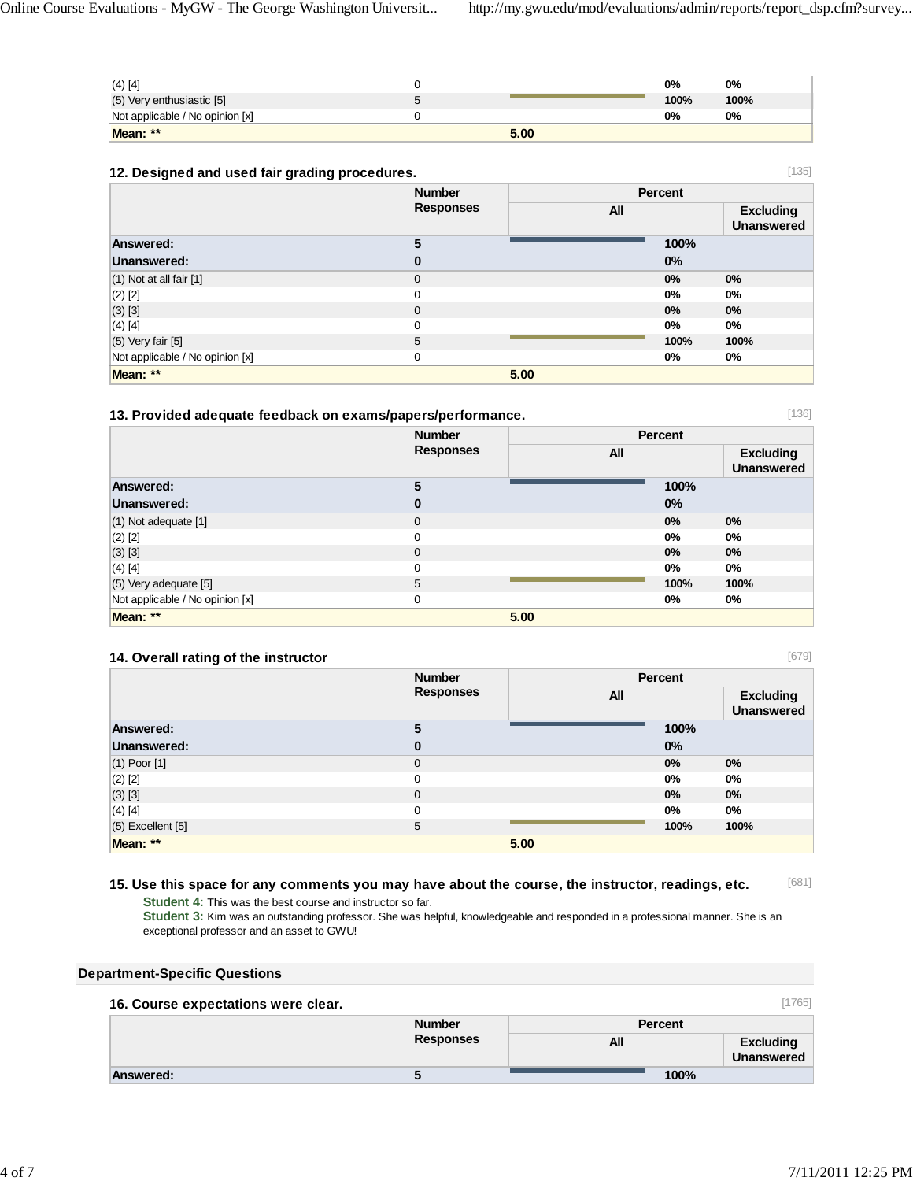| | | | | |
|---|---|---|---|---|
| (4) [4] | 0 | | 0% | 0% |
| (5) Very enthusiastic [5] | 5 | | 100% | 100% |
| Not applicable / No opinion [x] | 0 | | 0% | 0% |
| **Mean: \*\*** | | **5.00** | | |

### 12. Designed and used fair grading procedures.

[135]

| | Number Responses | Percent All | | Excluding Unanswered |
|---|---|---|---|---|
| **Answered:** | **5** | | **100%** | |
| **Unanswered:** | **0** | | **0%** | |
| (1) Not at all fair [1] | 0 | | 0% | 0% |
| (2) [2] | 0 | | 0% | 0% |
| (3) [3] | 0 | | 0% | 0% |
| (4) [4] | 0 | | 0% | 0% |
| (5) Very fair [5] | 5 | | 100% | 100% |
| Not applicable / No opinion [x] | 0 | | 0% | 0% |
| **Mean: \*\*** | | **5.00** | | |

### 13. Provided adequate feedback on exams/papers/performance.

[136]

| | Number Responses | Percent All | | Excluding Unanswered |
|---|---|---|---|---|
| **Answered:** | **5** | | **100%** | |
| **Unanswered:** | **0** | | **0%** | |
| (1) Not adequate [1] | 0 | | 0% | 0% |
| (2) [2] | 0 | | 0% | 0% |
| (3) [3] | 0 | | 0% | 0% |
| (4) [4] | 0 | | 0% | 0% |
| (5) Very adequate [5] | 5 | | 100% | 100% |
| Not applicable / No opinion [x] | 0 | | 0% | 0% |
| **Mean: \*\*** | | **5.00** | | |

### 14. Overall rating of the instructor

[679]

| | Number Responses | Percent All | | Excluding Unanswered |
|---|---|---|---|---|
| **Answered:** | **5** | | **100%** | |
| **Unanswered:** | **0** | | **0%** | |
| (1) Poor [1] | 0 | | 0% | 0% |
| (2) [2] | 0 | | 0% | 0% |
| (3) [3] | 0 | | 0% | 0% |
| (4) [4] | 0 | | 0% | 0% |
| (5) Excellent [5] | 5 | | 100% | 100% |
| **Mean: \*\*** | | **5.00** | | |

### 15. Use this space for any comments you may have about the course, the instructor, readings, etc.

[681]

**Student 4:** This was the best course and instructor so far.

**Student 3:** Kim was an outstanding professor. She was helpful, knowledgeable and responded in a professional manner. She is an exceptional professor and an asset to GWU!

## Department-Specific Questions

### 16. Course expectations were clear.

[1765]

| | Number Responses | Percent All | | Excluding Unanswered |
|---|---|---|---|---|
| **Answered:** | **5** | | **100%** | |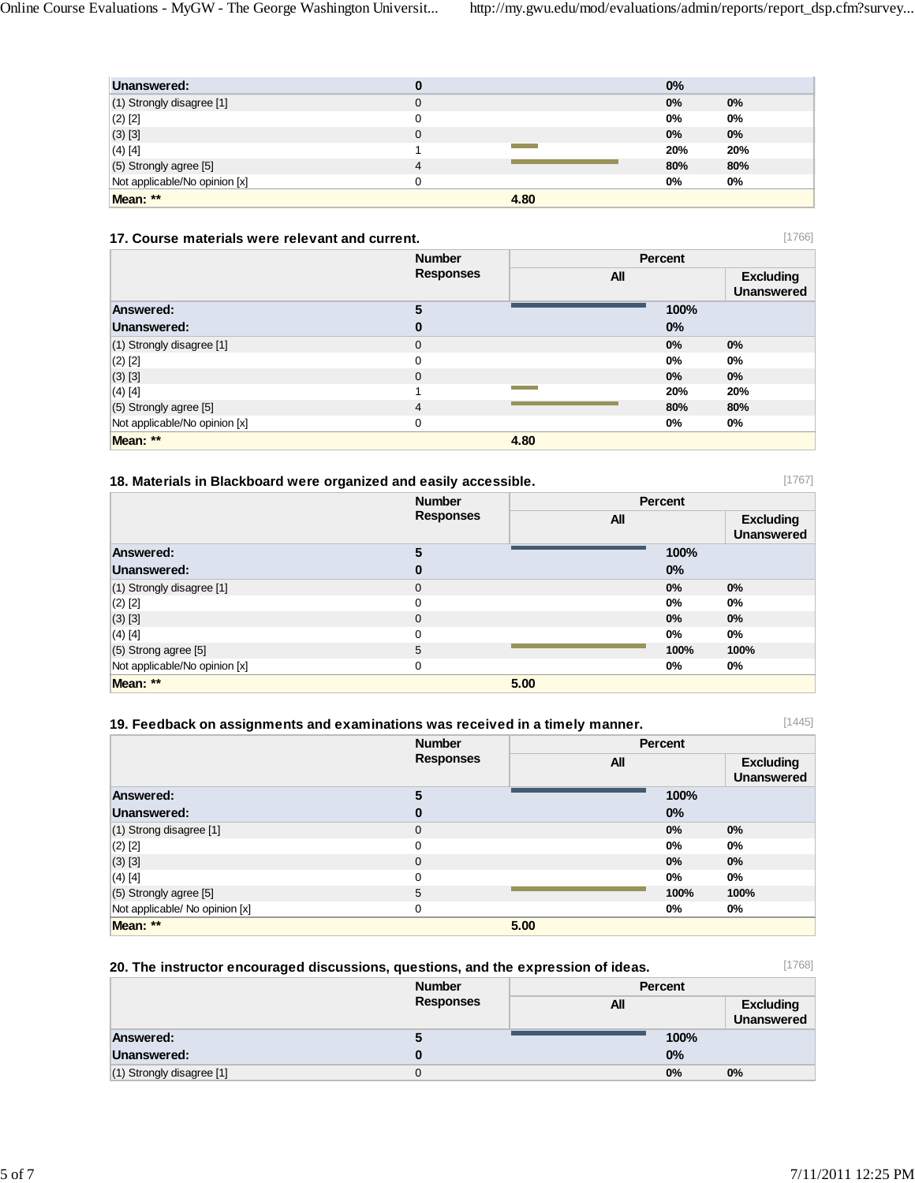| | Number Responses | Percent All | Excluding Unanswered |
|---|---|---|---|
| **Unanswered:** | **0** | **0%** | |
| (1) Strongly disagree [1] | 0 | 0% | 0% |
| (2) [2] | 0 | 0% | 0% |
| (3) [3] | 0 | 0% | 0% |
| (4) [4] | 1 | 20% | 20% |
| (5) Strongly agree [5] | 4 | 80% | 80% |
| Not applicable/No opinion [x] | 0 | 0% | 0% |
| **Mean: \*\*** | | **4.80** | |

### 17. Course materials were relevant and current.

[1766]

| | Number Responses | Percent | |
|---|---|---|---|
| | | All | Excluding Unanswered |
| **Answered:** | **5** | **100%** | |
| **Unanswered:** | **0** | **0%** | |
| (1) Strongly disagree [1] | 0 | 0% | 0% |
| (2) [2] | 0 | 0% | 0% |
| (3) [3] | 0 | 0% | 0% |
| (4) [4] | 1 | 20% | 20% |
| (5) Strongly agree [5] | 4 | 80% | 80% |
| Not applicable/No opinion [x] | 0 | 0% | 0% |
| **Mean: \*\*** | | **4.80** | |

### 18. Materials in Blackboard were organized and easily accessible.

[1767]

| | Number Responses | Percent | |
|---|---|---|---|
| | | All | Excluding Unanswered |
| **Answered:** | **5** | **100%** | |
| **Unanswered:** | **0** | **0%** | |
| (1) Strongly disagree [1] | 0 | 0% | 0% |
| (2) [2] | 0 | 0% | 0% |
| (3) [3] | 0 | 0% | 0% |
| (4) [4] | 0 | 0% | 0% |
| (5) Strong agree [5] | 5 | 100% | 100% |
| Not applicable/No opinion [x] | 0 | 0% | 0% |
| **Mean: \*\*** | | **5.00** | |

### 19. Feedback on assignments and examinations was received in a timely manner.

[1445]

| | Number Responses | Percent | |
|---|---|---|---|
| | | All | Excluding Unanswered |
| **Answered:** | **5** | **100%** | |
| **Unanswered:** | **0** | **0%** | |
| (1) Strong disagree [1] | 0 | 0% | 0% |
| (2) [2] | 0 | 0% | 0% |
| (3) [3] | 0 | 0% | 0% |
| (4) [4] | 0 | 0% | 0% |
| (5) Strongly agree [5] | 5 | 100% | 100% |
| Not applicable/ No opinion [x] | 0 | 0% | 0% |
| **Mean: \*\*** | | **5.00** | |

### 20. The instructor encouraged discussions, questions, and the expression of ideas.

[1768]

| | Number Responses | Percent | |
|---|---|---|---|
| | | All | Excluding Unanswered |
| **Answered:** | **5** | **100%** | |
| **Unanswered:** | **0** | **0%** | |
| (1) Strongly disagree [1] | 0 | 0% | 0% |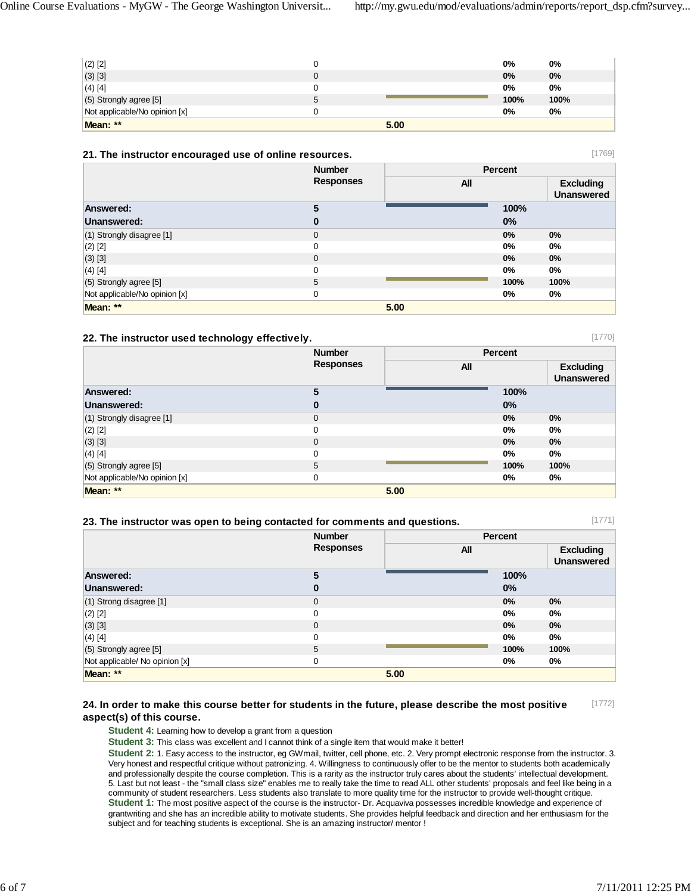| | | | | |
|---|---|---|---|---|
| (2) [2] | 0 | | 0% | 0% |
| (3) [3] | 0 | | 0% | 0% |
| (4) [4] | 0 | | 0% | 0% |
| (5) Strongly agree [5] | 5 | | 100% | 100% |
| Not applicable/No opinion [x] | 0 | | 0% | 0% |
| **Mean: \*\*** | | **5.00** | | |

### 21. The instructor encouraged use of online resources.

[1769]

| | Number Responses | Percent | | |
|---|---|---|---|---|
| | | All | | Excluding Unanswered |
| **Answered:** | **5** | | **100%** | |
| **Unanswered:** | **0** | | **0%** | |
| (1) Strongly disagree [1] | 0 | | 0% | 0% |
| (2) [2] | 0 | | 0% | 0% |
| (3) [3] | 0 | | 0% | 0% |
| (4) [4] | 0 | | 0% | 0% |
| (5) Strongly agree [5] | 5 | | 100% | 100% |
| Not applicable/No opinion [x] | 0 | | 0% | 0% |
| **Mean: \*\*** | | **5.00** | | |

### 22. The instructor used technology effectively.

[1770]

| | Number Responses | Percent | | |
|---|---|---|---|---|
| | | All | | Excluding Unanswered |
| **Answered:** | **5** | | **100%** | |
| **Unanswered:** | **0** | | **0%** | |
| (1) Strongly disagree [1] | 0 | | 0% | 0% |
| (2) [2] | 0 | | 0% | 0% |
| (3) [3] | 0 | | 0% | 0% |
| (4) [4] | 0 | | 0% | 0% |
| (5) Strongly agree [5] | 5 | | 100% | 100% |
| Not applicable/No opinion [x] | 0 | | 0% | 0% |
| **Mean: \*\*** | | **5.00** | | |

### 23. The instructor was open to being contacted for comments and questions.

[1771]

| | Number Responses | Percent | | |
|---|---|---|---|---|
| | | All | | Excluding Unanswered |
| **Answered:** | **5** | | **100%** | |
| **Unanswered:** | **0** | | **0%** | |
| (1) Strong disagree [1] | 0 | | 0% | 0% |
| (2) [2] | 0 | | 0% | 0% |
| (3) [3] | 0 | | 0% | 0% |
| (4) [4] | 0 | | 0% | 0% |
| (5) Strongly agree [5] | 5 | | 100% | 100% |
| Not applicable/ No opinion [x] | 0 | | 0% | 0% |
| **Mean: \*\*** | | **5.00** | | |

### 24. In order to make this course better for students in the future, please describe the most positive aspect(s) of this course.

[1772]

**Student 4:** Learning how to develop a grant from a question

**Student 3:** This class was excellent and I cannot think of a single item that would make it better!

**Student 2:** 1. Easy access to the instructor, eg GWmail, twitter, cell phone, etc. 2. Very prompt electronic response from the instructor. 3. Very honest and respectful critique without patronizing. 4. Willingness to continuously offer to be the mentor to students both academically and professionally despite the course completion. This is a rarity as the instructor truly cares about the students' intellectual development. 5. Last but not least - the "small class size" enables me to really take the time to read ALL other students' proposals and feel like being in a community of student researchers. Less students also translate to more quality time for the instructor to provide well-thought critique.

**Student 1:** The most positive aspect of the course is the instructor- Dr. Acquaviva possesses incredible knowledge and experience of grantwriting and she has an incredible ability to motivate students. She provides helpful feedback and direction and her enthusiasm for the subject and for teaching students is exceptional. She is an amazing instructor/ mentor !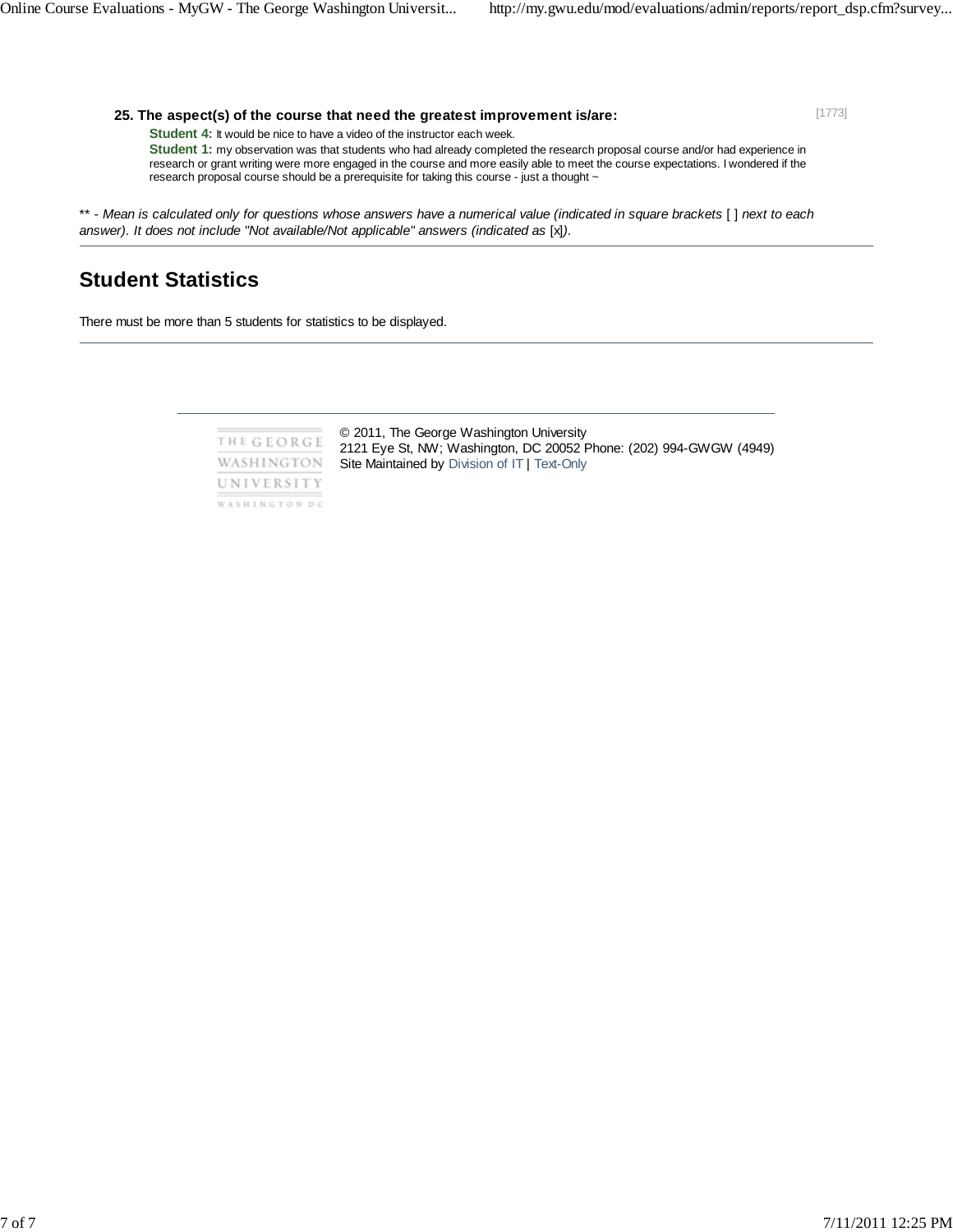**25. The aspect(s) of the course that need the greatest improvement is/are:** [1773]

**Student 4:** It would be nice to have a video of the instructor each week.

**Student 1:** my observation was that students who had already completed the research proposal course and/or had experience in research or grant writing were more engaged in the course and more easily able to meet the course expectations. I wondered if the research proposal course should be a prerequisite for taking this course - just a thought ~

** - *Mean is calculated only for questions whose answers have a numerical value (indicated in square brackets* [ ] *next to each answer). It does not include "Not available/Not applicable" answers (indicated as* [x]*).*

---

## Student Statistics

There must be more than 5 students for statistics to be displayed.

---

THE GEORGE WASHINGTON UNIVERSITY WASHINGTON DC

© 2011, The George Washington University
2121 Eye St, NW; Washington, DC 20052 Phone: (202) 994-GWGW (4949)
Site Maintained by Division of IT | Text-Only